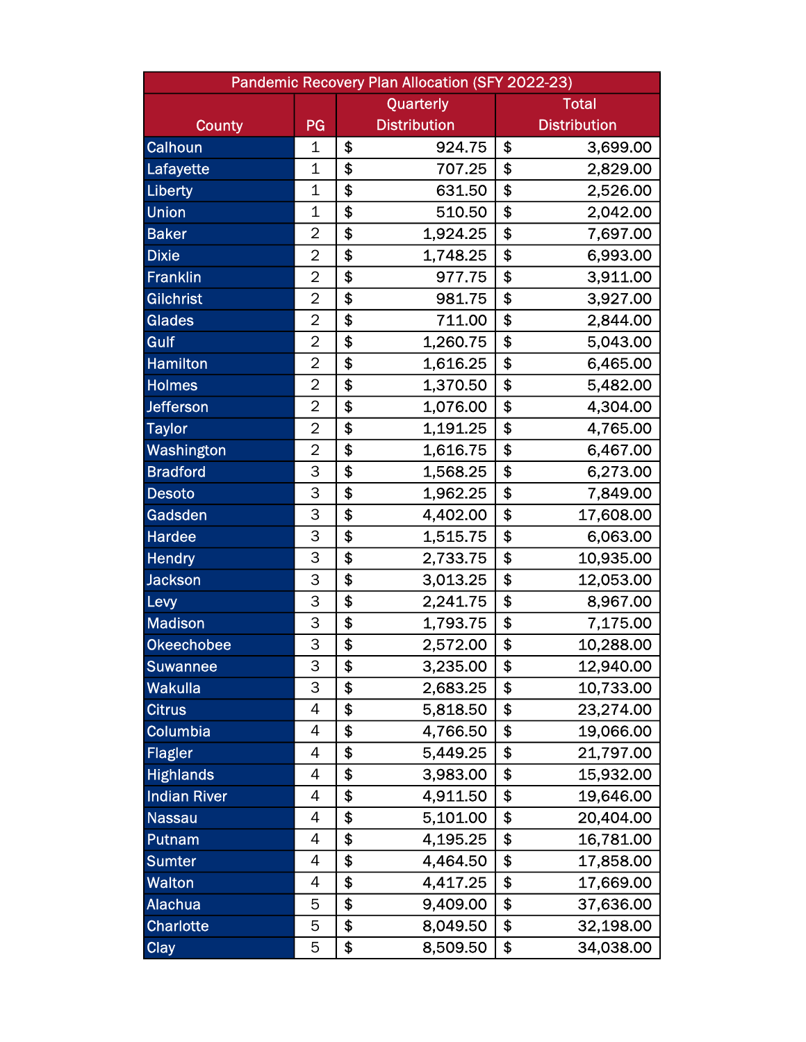| Pandemic Recovery Plan Allocation (SFY 2022-23) | | | |
|---|---|---|---|
| County | PG | Quarterly Distribution | Total Distribution |
| Calhoun | 1 | $ 924.75 | $ 3,699.00 |
| Lafayette | 1 | $ 707.25 | $ 2,829.00 |
| Liberty | 1 | $ 631.50 | $ 2,526.00 |
| Union | 1 | $ 510.50 | $ 2,042.00 |
| Baker | 2 | $ 1,924.25 | $ 7,697.00 |
| Dixie | 2 | $ 1,748.25 | $ 6,993.00 |
| Franklin | 2 | $ 977.75 | $ 3,911.00 |
| Gilchrist | 2 | $ 981.75 | $ 3,927.00 |
| Glades | 2 | $ 711.00 | $ 2,844.00 |
| Gulf | 2 | $ 1,260.75 | $ 5,043.00 |
| Hamilton | 2 | $ 1,616.25 | $ 6,465.00 |
| Holmes | 2 | $ 1,370.50 | $ 5,482.00 |
| Jefferson | 2 | $ 1,076.00 | $ 4,304.00 |
| Taylor | 2 | $ 1,191.25 | $ 4,765.00 |
| Washington | 2 | $ 1,616.75 | $ 6,467.00 |
| Bradford | 3 | $ 1,568.25 | $ 6,273.00 |
| Desoto | 3 | $ 1,962.25 | $ 7,849.00 |
| Gadsden | 3 | $ 4,402.00 | $ 17,608.00 |
| Hardee | 3 | $ 1,515.75 | $ 6,063.00 |
| Hendry | 3 | $ 2,733.75 | $ 10,935.00 |
| Jackson | 3 | $ 3,013.25 | $ 12,053.00 |
| Levy | 3 | $ 2,241.75 | $ 8,967.00 |
| Madison | 3 | $ 1,793.75 | $ 7,175.00 |
| Okeechobee | 3 | $ 2,572.00 | $ 10,288.00 |
| Suwannee | 3 | $ 3,235.00 | $ 12,940.00 |
| Wakulla | 3 | $ 2,683.25 | $ 10,733.00 |
| Citrus | 4 | $ 5,818.50 | $ 23,274.00 |
| Columbia | 4 | $ 4,766.50 | $ 19,066.00 |
| Flagler | 4 | $ 5,449.25 | $ 21,797.00 |
| Highlands | 4 | $ 3,983.00 | $ 15,932.00 |
| Indian River | 4 | $ 4,911.50 | $ 19,646.00 |
| Nassau | 4 | $ 5,101.00 | $ 20,404.00 |
| Putnam | 4 | $ 4,195.25 | $ 16,781.00 |
| Sumter | 4 | $ 4,464.50 | $ 17,858.00 |
| Walton | 4 | $ 4,417.25 | $ 17,669.00 |
| Alachua | 5 | $ 9,409.00 | $ 37,636.00 |
| Charlotte | 5 | $ 8,049.50 | $ 32,198.00 |
| Clay | 5 | $ 8,509.50 | $ 34,038.00 |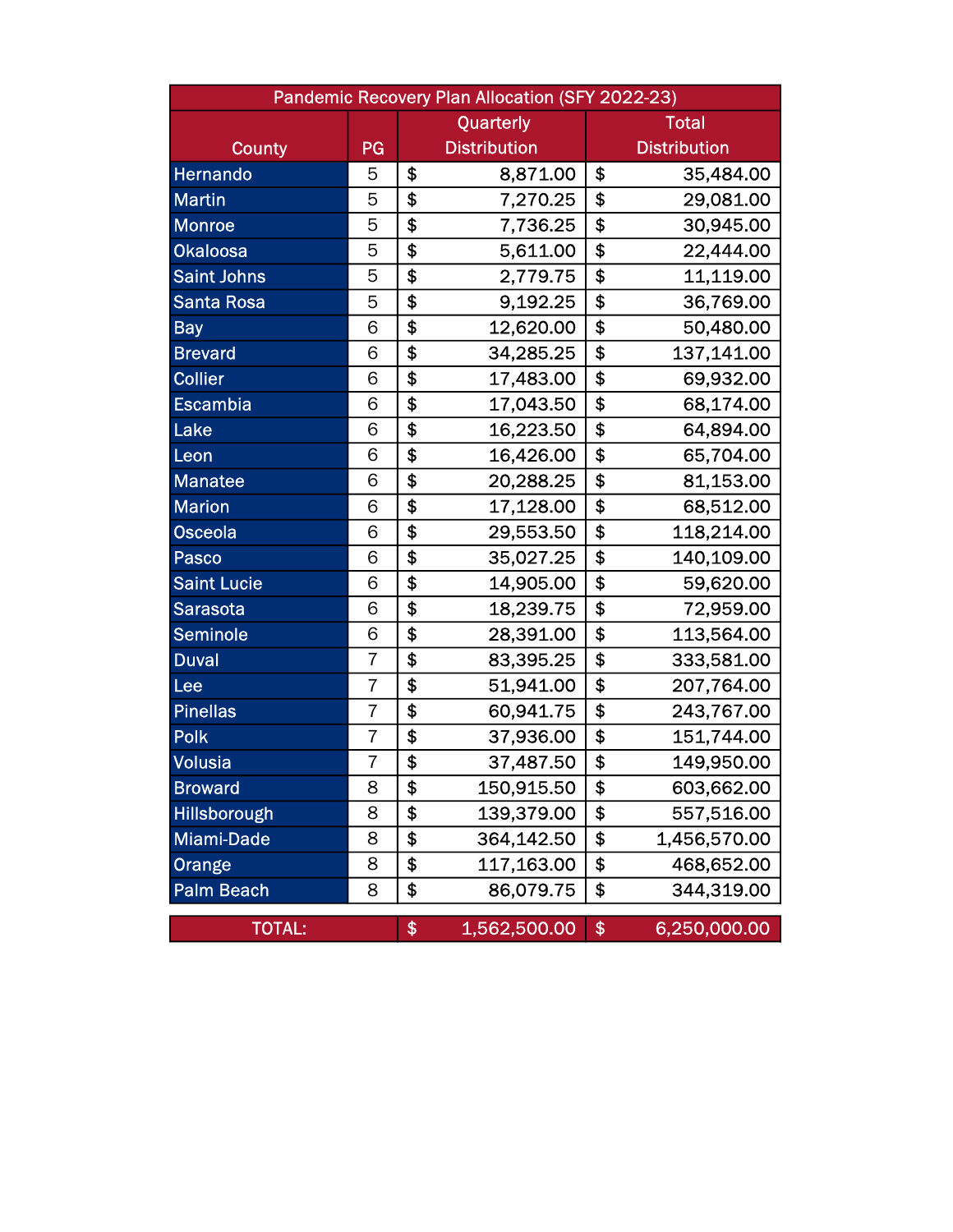| Pandemic Recovery Plan Allocation (SFY 2022-23) | | | |
|---|---|---|---|
| County | PG | Quarterly Distribution | Total Distribution |
| Hernando | 5 | $ 8,871.00 | $ 35,484.00 |
| Martin | 5 | $ 7,270.25 | $ 29,081.00 |
| Monroe | 5 | $ 7,736.25 | $ 30,945.00 |
| Okaloosa | 5 | $ 5,611.00 | $ 22,444.00 |
| Saint Johns | 5 | $ 2,779.75 | $ 11,119.00 |
| Santa Rosa | 5 | $ 9,192.25 | $ 36,769.00 |
| Bay | 6 | $ 12,620.00 | $ 50,480.00 |
| Brevard | 6 | $ 34,285.25 | $ 137,141.00 |
| Collier | 6 | $ 17,483.00 | $ 69,932.00 |
| Escambia | 6 | $ 17,043.50 | $ 68,174.00 |
| Lake | 6 | $ 16,223.50 | $ 64,894.00 |
| Leon | 6 | $ 16,426.00 | $ 65,704.00 |
| Manatee | 6 | $ 20,288.25 | $ 81,153.00 |
| Marion | 6 | $ 17,128.00 | $ 68,512.00 |
| Osceola | 6 | $ 29,553.50 | $ 118,214.00 |
| Pasco | 6 | $ 35,027.25 | $ 140,109.00 |
| Saint Lucie | 6 | $ 14,905.00 | $ 59,620.00 |
| Sarasota | 6 | $ 18,239.75 | $ 72,959.00 |
| Seminole | 6 | $ 28,391.00 | $ 113,564.00 |
| Duval | 7 | $ 83,395.25 | $ 333,581.00 |
| Lee | 7 | $ 51,941.00 | $ 207,764.00 |
| Pinellas | 7 | $ 60,941.75 | $ 243,767.00 |
| Polk | 7 | $ 37,936.00 | $ 151,744.00 |
| Volusia | 7 | $ 37,487.50 | $ 149,950.00 |
| Broward | 8 | $ 150,915.50 | $ 603,662.00 |
| Hillsborough | 8 | $ 139,379.00 | $ 557,516.00 |
| Miami-Dade | 8 | $ 364,142.50 | $ 1,456,570.00 |
| Orange | 8 | $ 117,163.00 | $ 468,652.00 |
| Palm Beach | 8 | $ 86,079.75 | $ 344,319.00 |
| TOTAL: | | $ 1,562,500.00 | $ 6,250,000.00 |